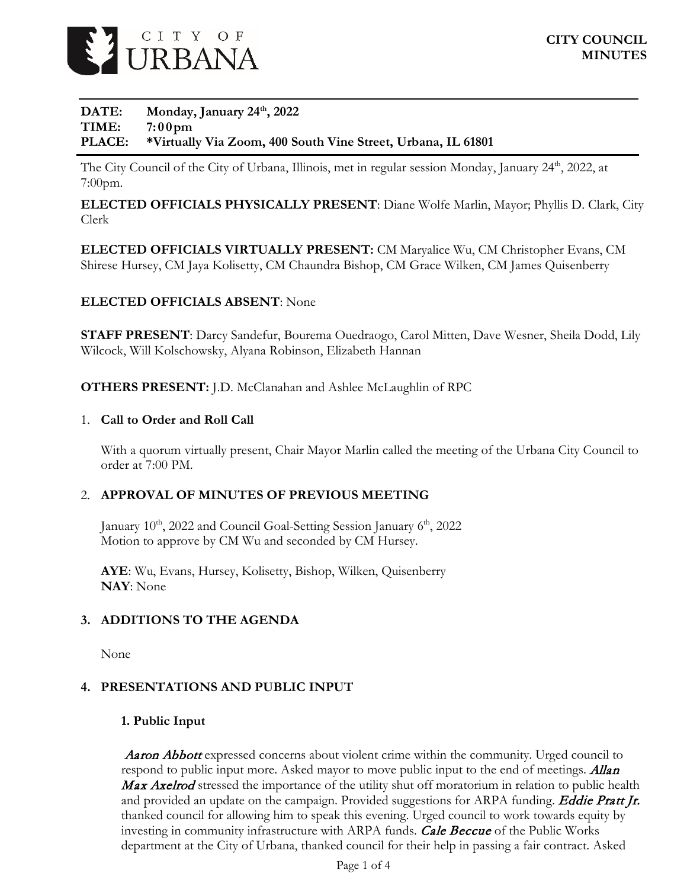**CITY COUNCIL MINUTES**

CITY OF URBANA

**DATE:** **Monday, January 24th, 2022**
**TIME:** **7:00pm**
**PLACE:** **\*Virtually Via Zoom, 400 South Vine Street, Urbana, IL 61801**

The City Council of the City of Urbana, Illinois, met in regular session Monday, January 24th, 2022, at 7:00pm.

**ELECTED OFFICIALS PHYSICALLY PRESENT**: Diane Wolfe Marlin, Mayor; Phyllis D. Clark, City Clerk

**ELECTED OFFICIALS VIRTUALLY PRESENT:** CM Maryalice Wu, CM Christopher Evans, CM Shirese Hursey, CM Jaya Kolisetty, CM Chaundra Bishop, CM Grace Wilken, CM James Quisenberry

**ELECTED OFFICIALS ABSENT**: None

**STAFF PRESENT**: Darcy Sandefur, Bourema Ouedraogo, Carol Mitten, Dave Wesner, Sheila Dodd, Lily Wilcock, Will Kolschowsky, Alyana Robinson, Elizabeth Hannan

**OTHERS PRESENT:** J.D. McClanahan and Ashlee McLaughlin of RPC

1. **Call to Order and Roll Call**

   With a quorum virtually present, Chair Mayor Marlin called the meeting of the Urbana City Council to order at 7:00 PM.

2. **APPROVAL OF MINUTES OF PREVIOUS MEETING**

   January 10th, 2022 and Council Goal-Setting Session January 6th, 2022
   Motion to approve by CM Wu and seconded by CM Hursey.

   **AYE**: Wu, Evans, Hursey, Kolisetty, Bishop, Wilken, Quisenberry
   **NAY**: None

**3. ADDITIONS TO THE AGENDA**

   None

**4. PRESENTATIONS AND PUBLIC INPUT**

   **1. Public Input**

   ***Aaron Abbott*** expressed concerns about violent crime within the community. Urged council to respond to public input more. Asked mayor to move public input to the end of meetings. ***Allan Max Axelrod*** stressed the importance of the utility shut off moratorium in relation to public health and provided an update on the campaign. Provided suggestions for ARPA funding. ***Eddie Pratt Jr.*** thanked council for allowing him to speak this evening. Urged council to work towards equity by investing in community infrastructure with ARPA funds. ***Cale Beccue*** of the Public Works department at the City of Urbana, thanked council for their help in passing a fair contract. Asked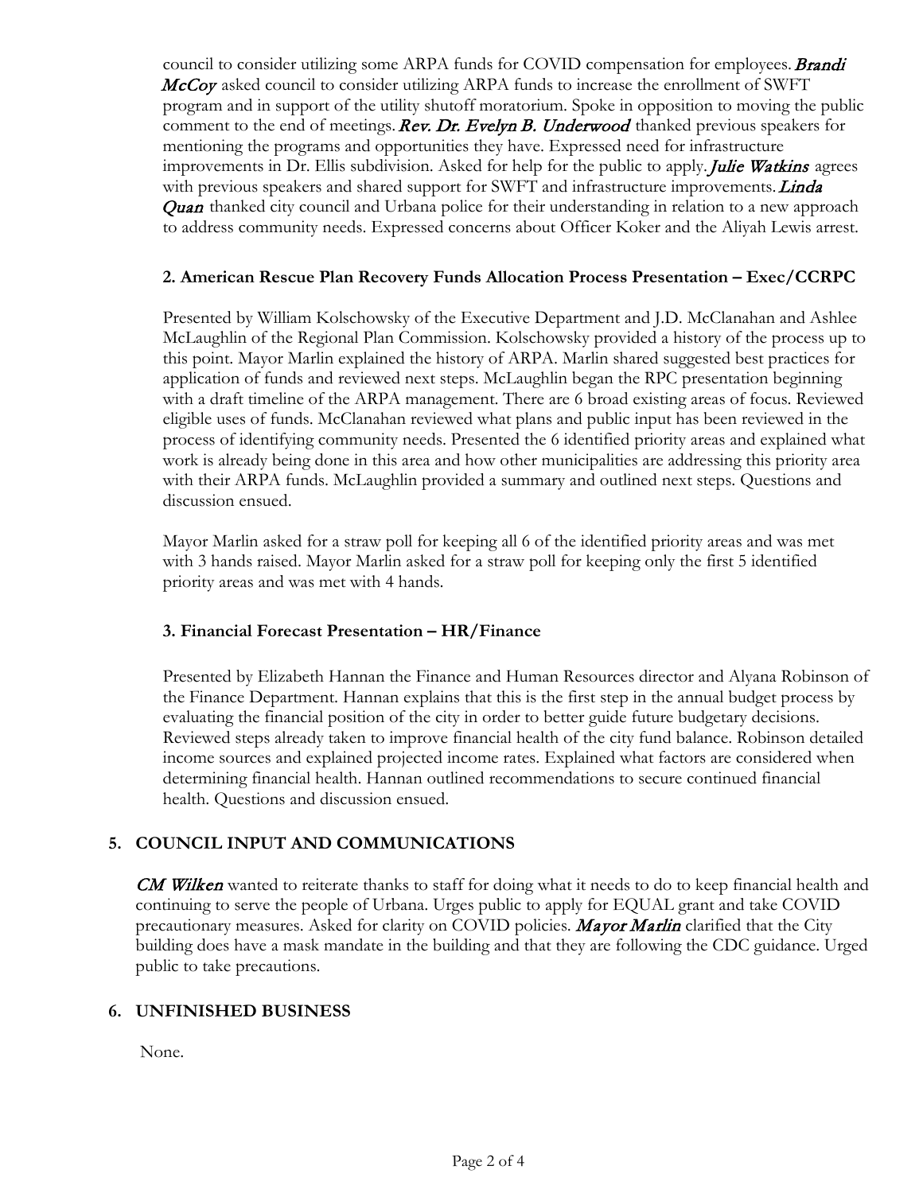council to consider utilizing some ARPA funds for COVID compensation for employees. *Brandi McCoy* asked council to consider utilizing ARPA funds to increase the enrollment of SWFT program and in support of the utility shutoff moratorium. Spoke in opposition to moving the public comment to the end of meetings. *Rev. Dr. Evelyn B. Underwood* thanked previous speakers for mentioning the programs and opportunities they have. Expressed need for infrastructure improvements in Dr. Ellis subdivision. Asked for help for the public to apply. *Julie Watkins* agrees with previous speakers and shared support for SWFT and infrastructure improvements. *Linda Quan* thanked city council and Urbana police for their understanding in relation to a new approach to address community needs. Expressed concerns about Officer Koker and the Aliyah Lewis arrest.

**2. American Rescue Plan Recovery Funds Allocation Process Presentation – Exec/CCRPC**

Presented by William Kolschowsky of the Executive Department and J.D. McClanahan and Ashlee McLaughlin of the Regional Plan Commission. Kolschowsky provided a history of the process up to this point. Mayor Marlin explained the history of ARPA. Marlin shared suggested best practices for application of funds and reviewed next steps. McLaughlin began the RPC presentation beginning with a draft timeline of the ARPA management. There are 6 broad existing areas of focus. Reviewed eligible uses of funds. McClanahan reviewed what plans and public input has been reviewed in the process of identifying community needs. Presented the 6 identified priority areas and explained what work is already being done in this area and how other municipalities are addressing this priority area with their ARPA funds. McLaughlin provided a summary and outlined next steps. Questions and discussion ensued.

Mayor Marlin asked for a straw poll for keeping all 6 of the identified priority areas and was met with 3 hands raised. Mayor Marlin asked for a straw poll for keeping only the first 5 identified priority areas and was met with 4 hands.

**3. Financial Forecast Presentation – HR/Finance**

Presented by Elizabeth Hannan the Finance and Human Resources director and Alyana Robinson of the Finance Department. Hannan explains that this is the first step in the annual budget process by evaluating the financial position of the city in order to better guide future budgetary decisions. Reviewed steps already taken to improve financial health of the city fund balance. Robinson detailed income sources and explained projected income rates. Explained what factors are considered when determining financial health. Hannan outlined recommendations to secure continued financial health. Questions and discussion ensued.

## 5. COUNCIL INPUT AND COMMUNICATIONS

*CM Wilken* wanted to reiterate thanks to staff for doing what it needs to do to keep financial health and continuing to serve the people of Urbana. Urges public to apply for EQUAL grant and take COVID precautionary measures. Asked for clarity on COVID policies. *Mayor Marlin* clarified that the City building does have a mask mandate in the building and that they are following the CDC guidance. Urged public to take precautions.

## 6. UNFINISHED BUSINESS

None.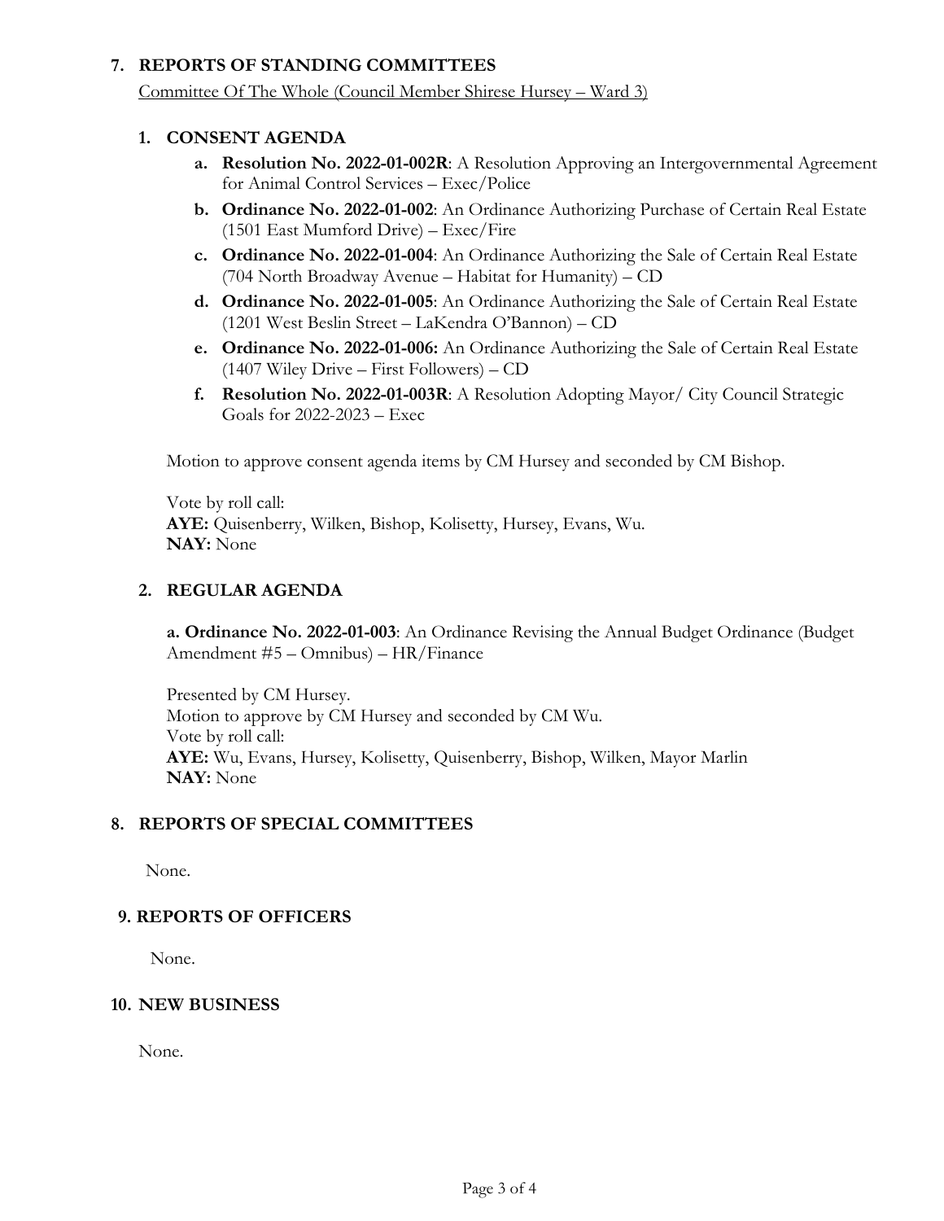## 7. REPORTS OF STANDING COMMITTEES

Committee Of The Whole (Council Member Shirese Hursey – Ward 3)

### 1. CONSENT AGENDA

a. **Resolution No. 2022-01-002R**: A Resolution Approving an Intergovernmental Agreement for Animal Control Services – Exec/Police

b. **Ordinance No. 2022-01-002**: An Ordinance Authorizing Purchase of Certain Real Estate (1501 East Mumford Drive) – Exec/Fire

c. **Ordinance No. 2022-01-004**: An Ordinance Authorizing the Sale of Certain Real Estate (704 North Broadway Avenue – Habitat for Humanity) – CD

d. **Ordinance No. 2022-01-005**: An Ordinance Authorizing the Sale of Certain Real Estate (1201 West Beslin Street – LaKendra O'Bannon) – CD

e. **Ordinance No. 2022-01-006:** An Ordinance Authorizing the Sale of Certain Real Estate (1407 Wiley Drive – First Followers) – CD

f. **Resolution No. 2022-01-003R**: A Resolution Adopting Mayor/ City Council Strategic Goals for 2022-2023 – Exec

Motion to approve consent agenda items by CM Hursey and seconded by CM Bishop.

Vote by roll call:
**AYE:** Quisenberry, Wilken, Bishop, Kolisetty, Hursey, Evans, Wu.
**NAY:** None

### 2. REGULAR AGENDA

**a. Ordinance No. 2022-01-003**: An Ordinance Revising the Annual Budget Ordinance (Budget Amendment #5 – Omnibus) – HR/Finance

Presented by CM Hursey.
Motion to approve by CM Hursey and seconded by CM Wu.
Vote by roll call:
**AYE:** Wu, Evans, Hursey, Kolisetty, Quisenberry, Bishop, Wilken, Mayor Marlin
**NAY:** None

## 8. REPORTS OF SPECIAL COMMITTEES

None.

## 9. REPORTS OF OFFICERS

None.

## 10. NEW BUSINESS

None.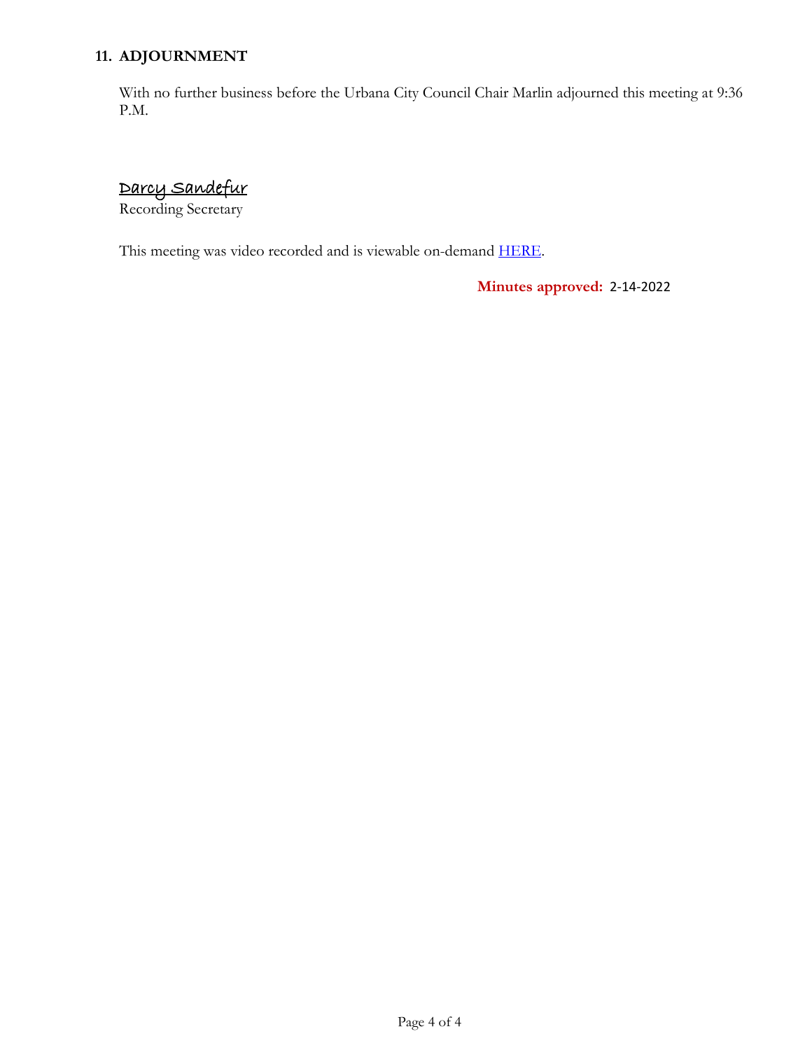## 11. ADJOURNMENT

With no further business before the Urbana City Council Chair Marlin adjourned this meeting at 9:36 P.M.

Darcy Sandefur

Recording Secretary

This meeting was video recorded and is viewable on-demand HERE.

**Minutes approved:** 2-14-2022